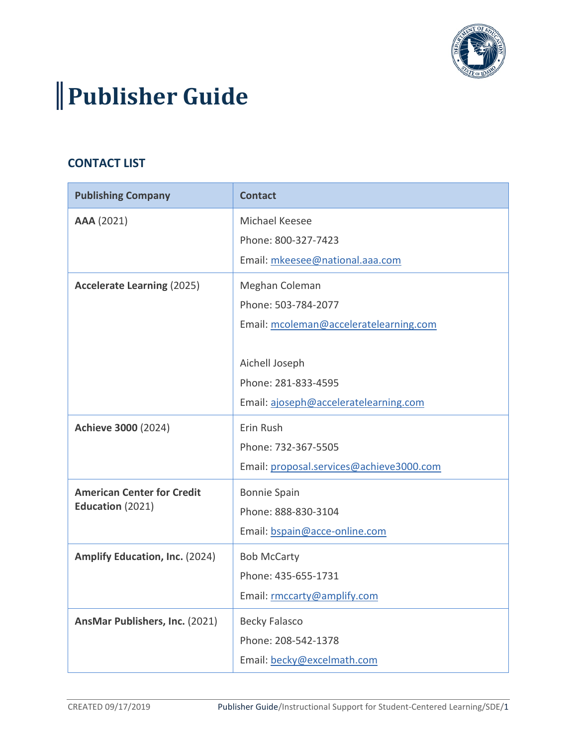# Publisher Guide

## CONTACT LIST

| Publishing Company | Contact |
|---|---|
| **AAA** (2021) | Michael Keesee<br>Phone: 800-327-7423<br>Email: mkeesee@national.aaa.com |
| **Accelerate Learning** (2025) | Meghan Coleman<br>Phone: 503-784-2077<br>Email: mcoleman@acceleratelearning.com<br><br>Aichell Joseph<br>Phone: 281-833-4595<br>Email: ajoseph@acceleratelearning.com |
| **Achieve 3000** (2024) | Erin Rush<br>Phone: 732-367-5505<br>Email: proposal.services@achieve3000.com |
| **American Center for Credit Education** (2021) | Bonnie Spain<br>Phone: 888-830-3104<br>Email: bspain@acce-online.com |
| **Amplify Education, Inc.** (2024) | Bob McCarty<br>Phone: 435-655-1731<br>Email: rmccarty@amplify.com |
| **AnsMar Publishers, Inc.** (2021) | Becky Falasco<br>Phone: 208-542-1378<br>Email: becky@excelmath.com |

CREATED 09/17/2019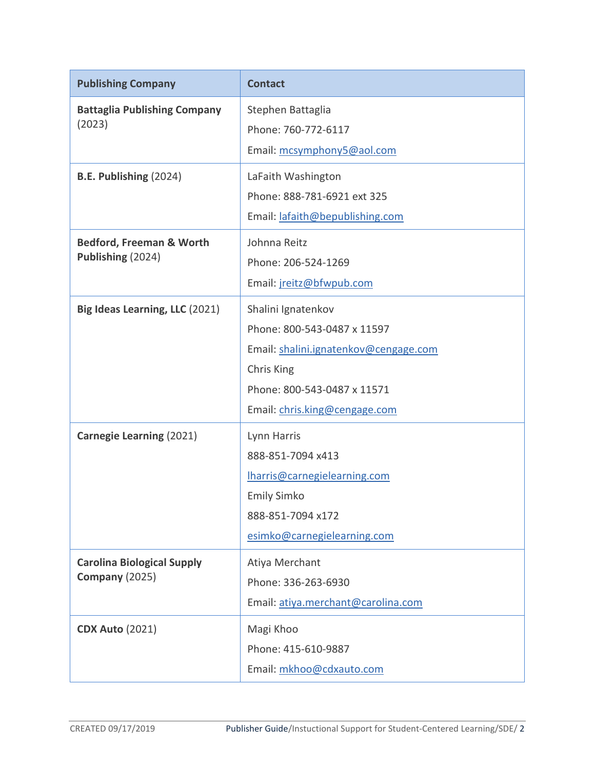| Publishing Company | Contact |
|---|---|
| **Battaglia Publishing Company** (2023) | Stephen Battaglia<br>Phone: 760-772-6117<br>Email: mcsymphony5@aol.com |
| **B.E. Publishing** (2024) | LaFaith Washington<br>Phone: 888-781-6921 ext 325<br>Email: lafaith@bepublishing.com |
| **Bedford, Freeman & Worth Publishing** (2024) | Johnna Reitz<br>Phone: 206-524-1269<br>Email: jreitz@bfwpub.com |
| **Big Ideas Learning, LLC** (2021) | Shalini Ignatenkov<br>Phone: 800-543-0487 x 11597<br>Email: shalini.ignatenkov@cengage.com<br>Chris King<br>Phone: 800-543-0487 x 11571<br>Email: chris.king@cengage.com |
| **Carnegie Learning** (2021) | Lynn Harris<br>888-851-7094 x413<br>lharris@carnegielearning.com<br>Emily Simko<br>888-851-7094 x172<br>esimko@carnegielearning.com |
| **Carolina Biological Supply Company** (2025) | Atiya Merchant<br>Phone: 336-263-6930<br>Email: atiya.merchant@carolina.com |
| **CDX Auto** (2021) | Magi Khoo<br>Phone: 415-610-9887<br>Email: mkhoo@cdxauto.com |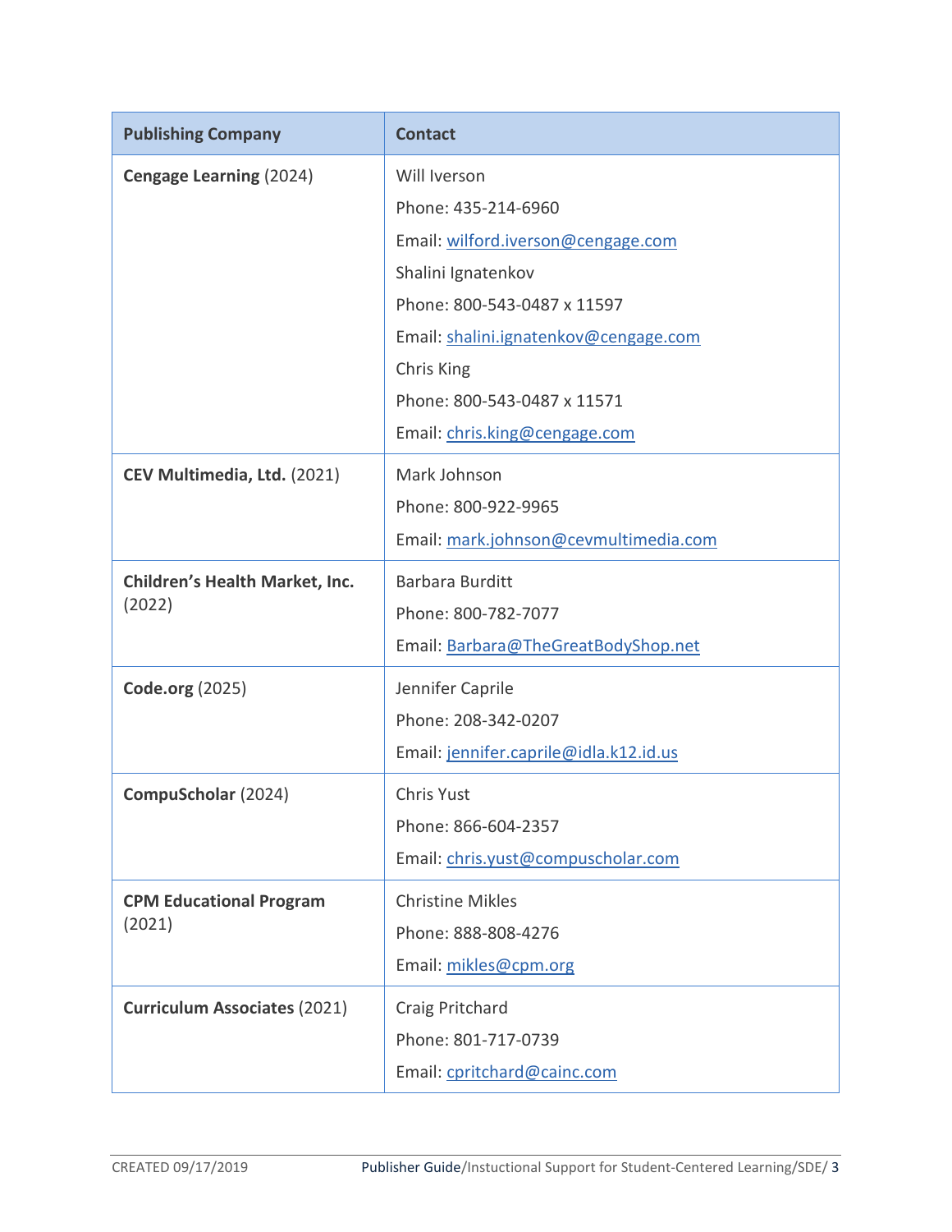| Publishing Company | Contact |
|---|---|
| **Cengage Learning** (2024) | Will Iverson<br>Phone: 435-214-6960<br>Email: wilford.iverson@cengage.com<br>Shalini Ignatenkov<br>Phone: 800-543-0487 x 11597<br>Email: shalini.ignatenkov@cengage.com<br>Chris King<br>Phone: 800-543-0487 x 11571<br>Email: chris.king@cengage.com |
| **CEV Multimedia, Ltd.** (2021) | Mark Johnson<br>Phone: 800-922-9965<br>Email: mark.johnson@cevmultimedia.com |
| **Children's Health Market, Inc.** (2022) | Barbara Burditt<br>Phone: 800-782-7077<br>Email: Barbara@TheGreatBodyShop.net |
| **Code.org** (2025) | Jennifer Caprile<br>Phone: 208-342-0207<br>Email: jennifer.caprile@idla.k12.id.us |
| **CompuScholar** (2024) | Chris Yust<br>Phone: 866-604-2357<br>Email: chris.yust@compuscholar.com |
| **CPM Educational Program** (2021) | Christine Mikles<br>Phone: 888-808-4276<br>Email: mikles@cpm.org |
| **Curriculum Associates** (2021) | Craig Pritchard<br>Phone: 801-717-0739<br>Email: cpritchard@cainc.com |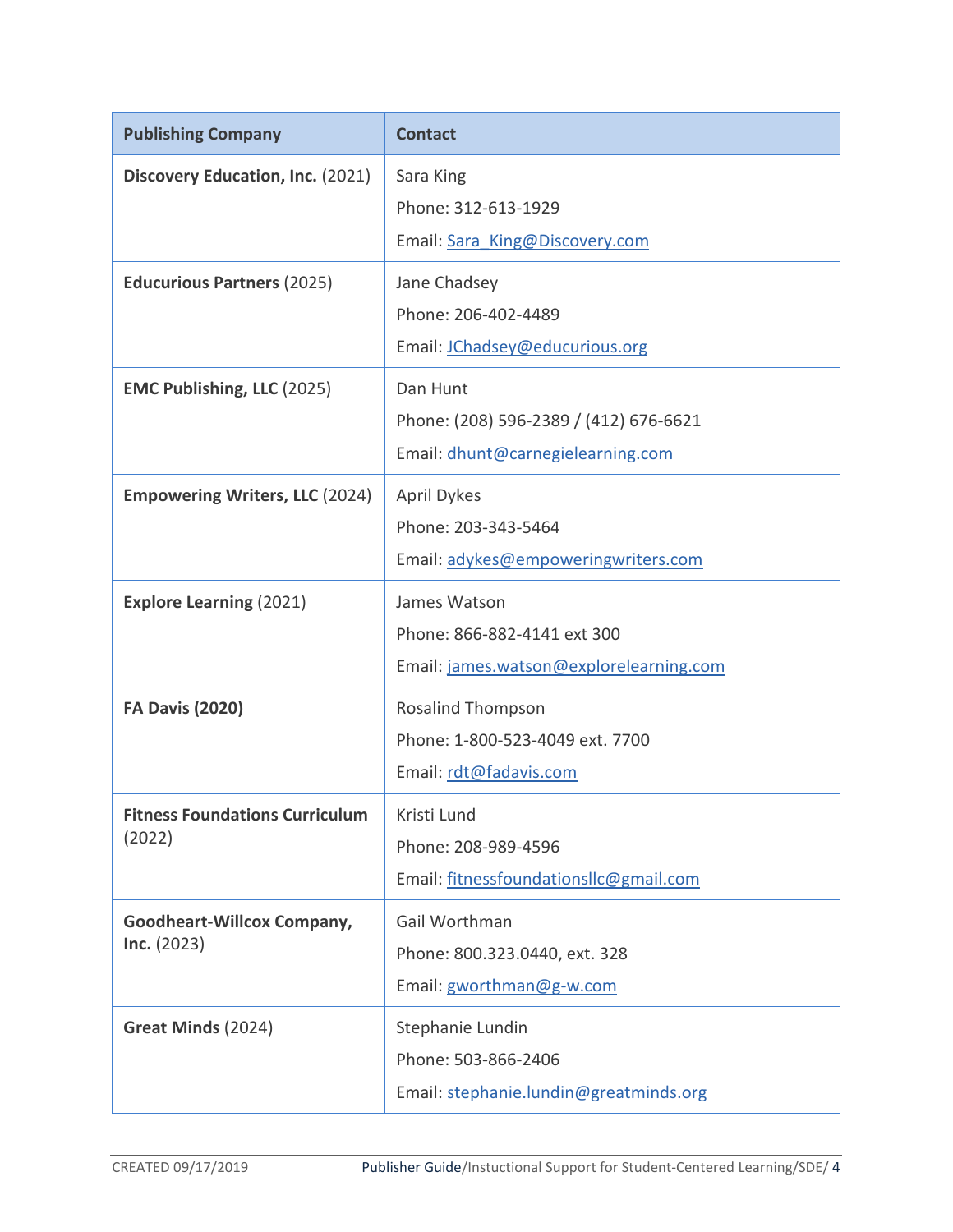| Publishing Company | Contact |
|---|---|
| **Discovery Education, Inc.** (2021) | Sara King<br>Phone: 312-613-1929<br>Email: Sara_King@Discovery.com |
| **Educurious Partners** (2025) | Jane Chadsey<br>Phone: 206-402-4489<br>Email: JChadsey@educurious.org |
| **EMC Publishing, LLC** (2025) | Dan Hunt<br>Phone: (208) 596-2389 / (412) 676-6621<br>Email: dhunt@carnegielearning.com |
| **Empowering Writers, LLC** (2024) | April Dykes<br>Phone: 203-343-5464<br>Email: adykes@empoweringwriters.com |
| **Explore Learning** (2021) | James Watson<br>Phone: 866-882-4141 ext 300<br>Email: james.watson@explorelearning.com |
| **FA Davis (2020)** | Rosalind Thompson<br>Phone: 1-800-523-4049 ext. 7700<br>Email: rdt@fadavis.com |
| **Fitness Foundations Curriculum** (2022) | Kristi Lund<br>Phone: 208-989-4596<br>Email: fitnessfoundationsllc@gmail.com |
| **Goodheart-Willcox Company, Inc.** (2023) | Gail Worthman<br>Phone: 800.323.0440, ext. 328<br>Email: gworthman@g-w.com |
| **Great Minds** (2024) | Stephanie Lundin<br>Phone: 503-866-2406<br>Email: stephanie.lundin@greatminds.org |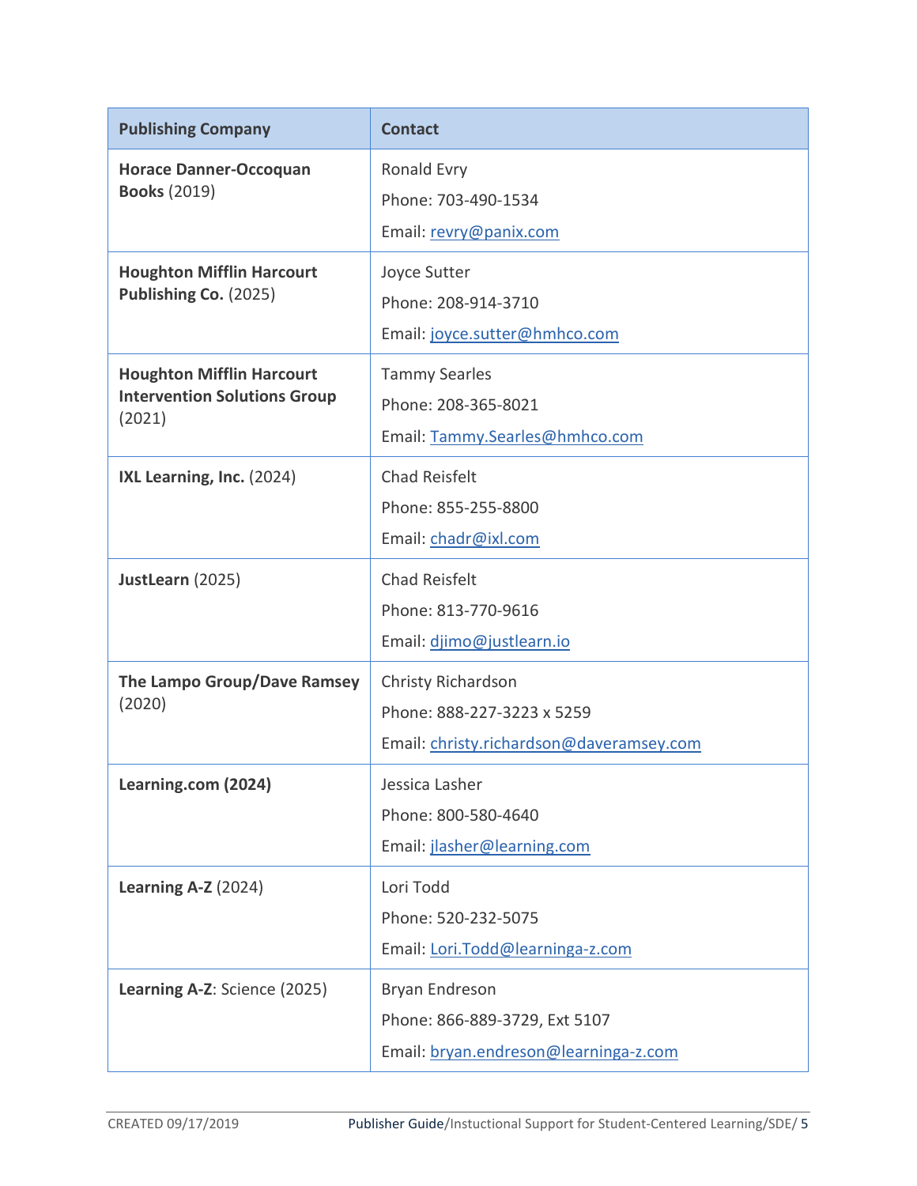| Publishing Company | Contact |
|---|---|
| **Horace Danner-Occoquan Books** (2019) | Ronald Evry<br>Phone: 703-490-1534<br>Email: revry@panix.com |
| **Houghton Mifflin Harcourt Publishing Co.** (2025) | Joyce Sutter<br>Phone: 208-914-3710<br>Email: joyce.sutter@hmhco.com |
| **Houghton Mifflin Harcourt Intervention Solutions Group** (2021) | Tammy Searles<br>Phone: 208-365-8021<br>Email: Tammy.Searles@hmhco.com |
| **IXL Learning, Inc.** (2024) | Chad Reisfelt<br>Phone: 855-255-8800<br>Email: chadr@ixl.com |
| **JustLearn** (2025) | Chad Reisfelt<br>Phone: 813-770-9616<br>Email: djimo@justlearn.io |
| **The Lampo Group/Dave Ramsey** (2020) | Christy Richardson<br>Phone: 888-227-3223 x 5259<br>Email: christy.richardson@daveramsey.com |
| **Learning.com (2024)** | Jessica Lasher<br>Phone: 800-580-4640<br>Email: jlasher@learning.com |
| **Learning A-Z** (2024) | Lori Todd<br>Phone: 520-232-5075<br>Email: Lori.Todd@learninga-z.com |
| **Learning A-Z**: Science (2025) | Bryan Endreson<br>Phone: 866-889-3729, Ext 5107<br>Email: bryan.endreson@learninga-z.com |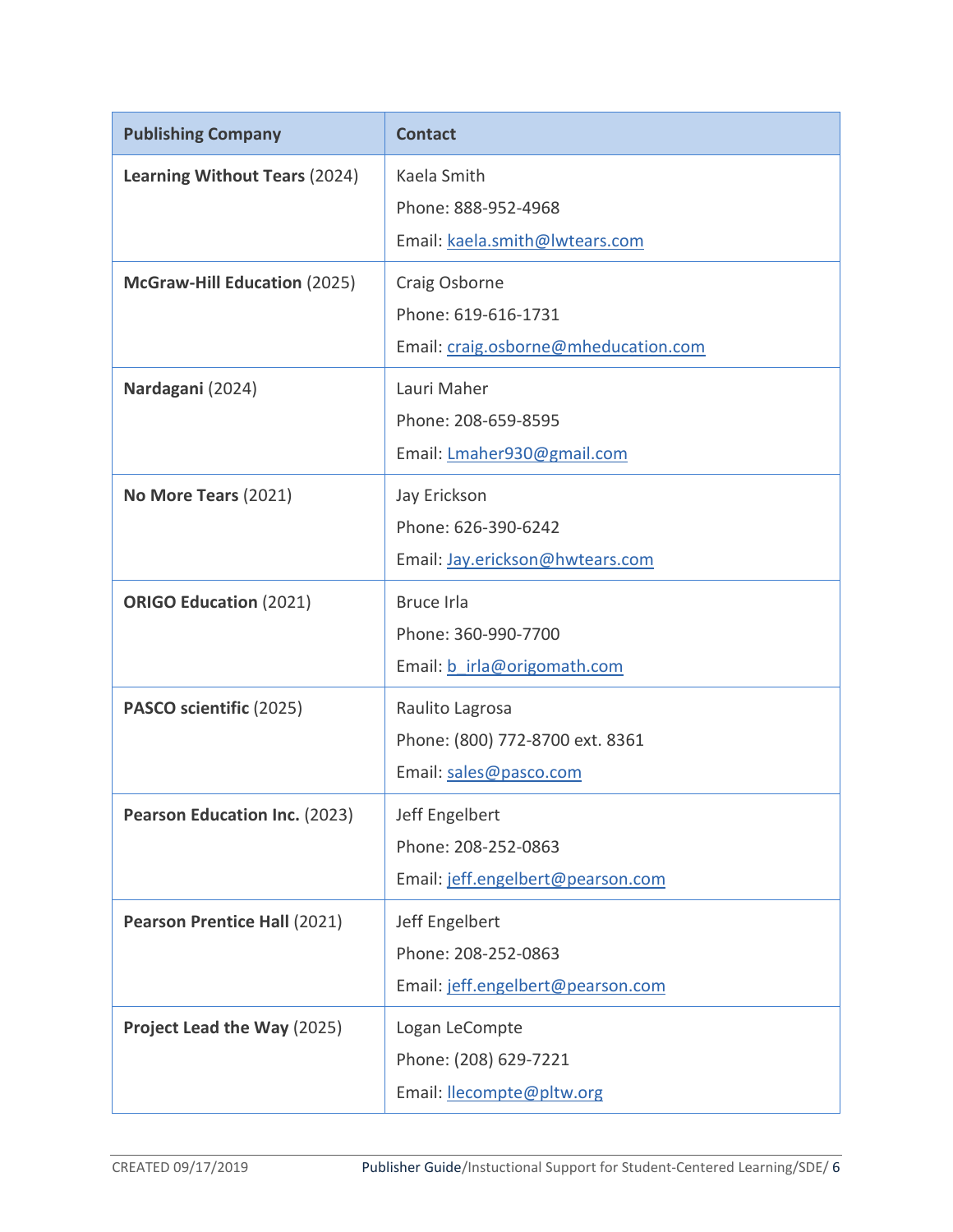| Publishing Company | Contact |
| --- | --- |
| **Learning Without Tears** (2024) | Kaela Smith<br>Phone: 888-952-4968<br>Email: kaela.smith@lwtears.com |
| **McGraw-Hill Education** (2025) | Craig Osborne<br>Phone: 619-616-1731<br>Email: craig.osborne@mheducation.com |
| **Nardagani** (2024) | Lauri Maher<br>Phone: 208-659-8595<br>Email: Lmaher930@gmail.com |
| **No More Tears** (2021) | Jay Erickson<br>Phone: 626-390-6242<br>Email: Jay.erickson@hwtears.com |
| **ORIGO Education** (2021) | Bruce Irla<br>Phone: 360-990-7700<br>Email: b_irla@origomath.com |
| **PASCO scientific** (2025) | Raulito Lagrosa<br>Phone: (800) 772-8700 ext. 8361<br>Email: sales@pasco.com |
| **Pearson Education Inc.** (2023) | Jeff Engelbert<br>Phone: 208-252-0863<br>Email: jeff.engelbert@pearson.com |
| **Pearson Prentice Hall** (2021) | Jeff Engelbert<br>Phone: 208-252-0863<br>Email: jeff.engelbert@pearson.com |
| **Project Lead the Way** (2025) | Logan LeCompte<br>Phone: (208) 629-7221<br>Email: llecompte@pltw.org |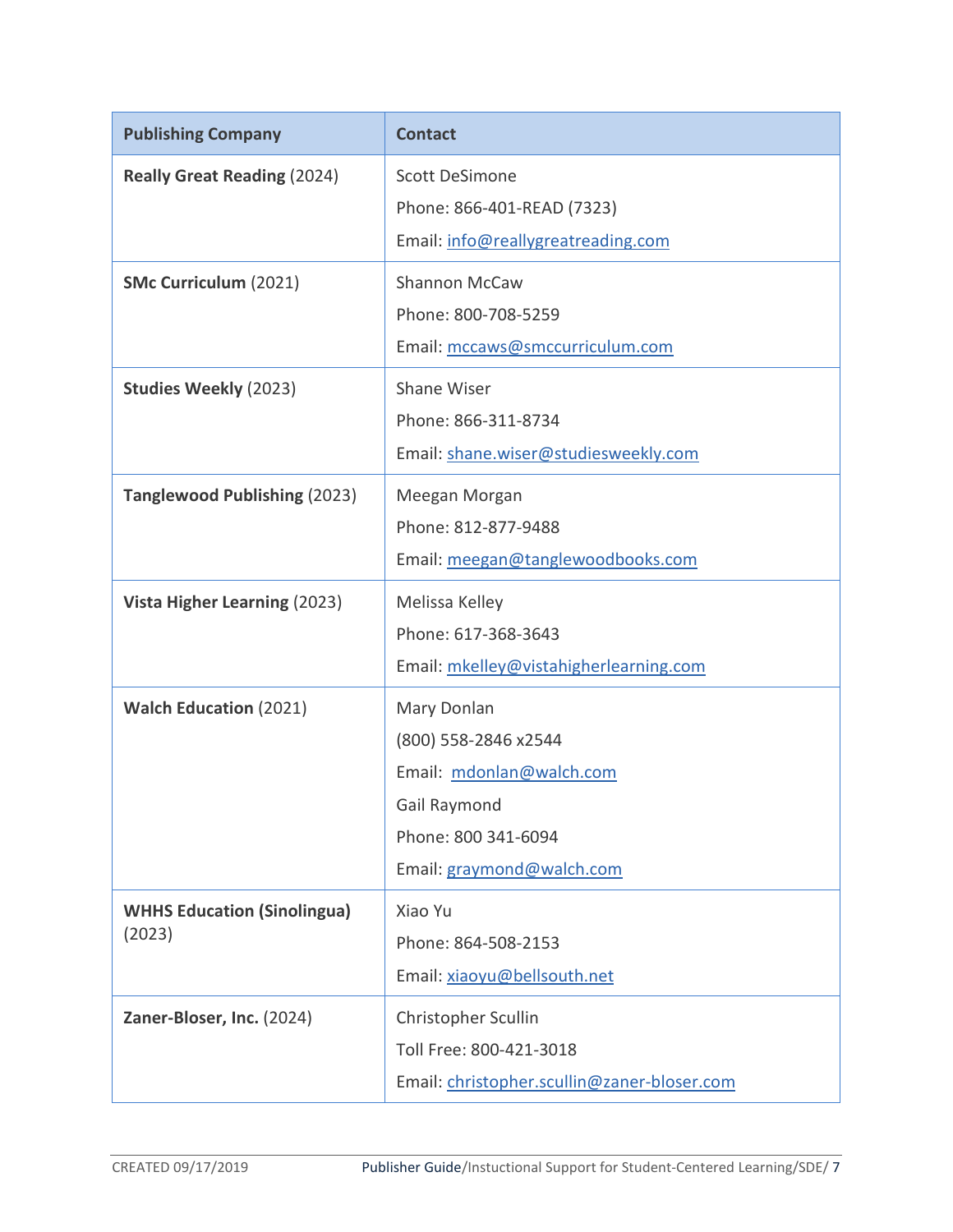| Publishing Company | Contact |
|---|---|
| **Really Great Reading** (2024) | Scott DeSimone<br>Phone: 866-401-READ (7323)<br>Email: info@reallygreatreading.com |
| **SMc Curriculum** (2021) | Shannon McCaw<br>Phone: 800-708-5259<br>Email: mccaws@smccurriculum.com |
| **Studies Weekly** (2023) | Shane Wiser<br>Phone: 866-311-8734<br>Email: shane.wiser@studiesweekly.com |
| **Tanglewood Publishing** (2023) | Meegan Morgan<br>Phone: 812-877-9488<br>Email: meegan@tanglewoodbooks.com |
| **Vista Higher Learning** (2023) | Melissa Kelley<br>Phone: 617-368-3643<br>Email: mkelley@vistahigherlearning.com |
| **Walch Education** (2021) | Mary Donlan<br>(800) 558-2846 x2544<br>Email: mdonlan@walch.com<br>Gail Raymond<br>Phone: 800 341-6094<br>Email: graymond@walch.com |
| **WHHS Education (Sinolingua)** (2023) | Xiao Yu<br>Phone: 864-508-2153<br>Email: xiaoyu@bellsouth.net |
| **Zaner-Bloser, Inc.** (2024) | Christopher Scullin<br>Toll Free: 800-421-3018<br>Email: christopher.scullin@zaner-bloser.com |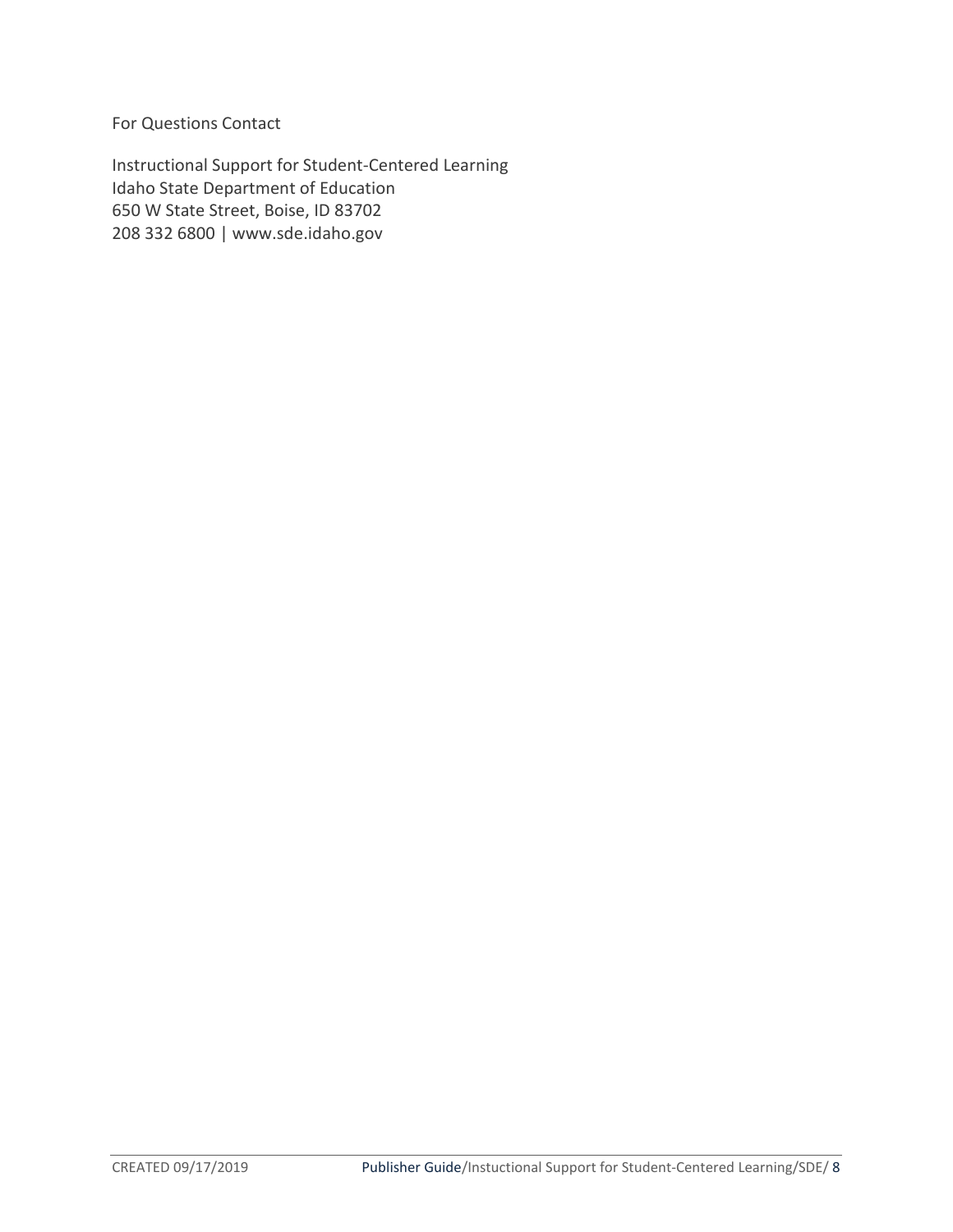For Questions Contact

Instructional Support for Student-Centered Learning
Idaho State Department of Education
650 W State Street, Boise, ID 83702
208 332 6800 | www.sde.idaho.gov